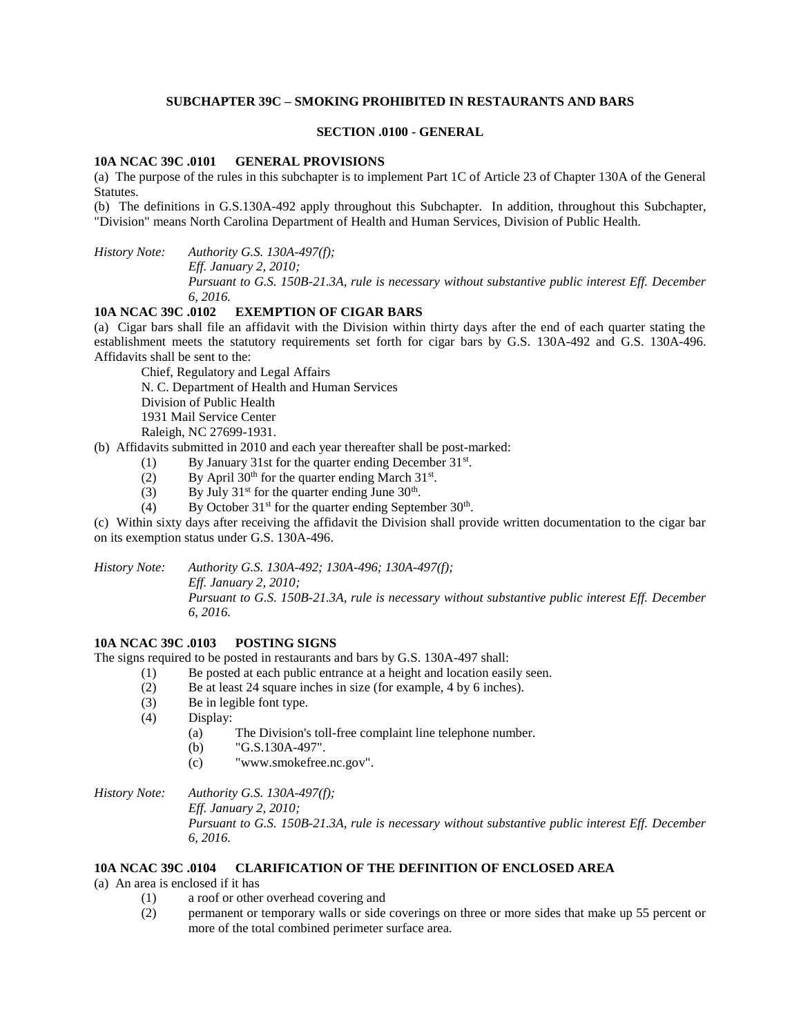## SUBCHAPTER 39C – SMOKING PROHIBITED IN RESTAURANTS AND BARS

### SECTION .0100 - GENERAL

**10A NCAC 39C .0101 GENERAL PROVISIONS**

(a) The purpose of the rules in this subchapter is to implement Part 1C of Article 23 of Chapter 130A of the General Statutes.

(b) The definitions in G.S.130A-492 apply throughout this Subchapter. In addition, throughout this Subchapter, "Division" means North Carolina Department of Health and Human Services, Division of Public Health.

*History Note: Authority G.S. 130A-497(f);*
*Eff. January 2, 2010;*
*Pursuant to G.S. 150B-21.3A, rule is necessary without substantive public interest Eff. December 6, 2016.*

**10A NCAC 39C .0102 EXEMPTION OF CIGAR BARS**

(a) Cigar bars shall file an affidavit with the Division within thirty days after the end of each quarter stating the establishment meets the statutory requirements set forth for cigar bars by G.S. 130A-492 and G.S. 130A-496. Affidavits shall be sent to the:

Chief, Regulatory and Legal Affairs
N. C. Department of Health and Human Services
Division of Public Health
1931 Mail Service Center
Raleigh, NC 27699-1931.

(b) Affidavits submitted in 2010 and each year thereafter shall be post-marked:

(1) By January 31st for the quarter ending December 31st.
(2) By April 30th for the quarter ending March 31st.
(3) By July 31st for the quarter ending June 30th.
(4) By October 31st for the quarter ending September 30th.

(c) Within sixty days after receiving the affidavit the Division shall provide written documentation to the cigar bar on its exemption status under G.S. 130A-496.

*History Note: Authority G.S. 130A-492; 130A-496; 130A-497(f);*
*Eff. January 2, 2010;*
*Pursuant to G.S. 150B-21.3A, rule is necessary without substantive public interest Eff. December 6, 2016.*

**10A NCAC 39C .0103 POSTING SIGNS**

The signs required to be posted in restaurants and bars by G.S. 130A-497 shall:

(1) Be posted at each public entrance at a height and location easily seen.
(2) Be at least 24 square inches in size (for example, 4 by 6 inches).
(3) Be in legible font type.
(4) Display:
    (a) The Division's toll-free complaint line telephone number.
    (b) "G.S.130A-497".
    (c) "www.smokefree.nc.gov".

*History Note: Authority G.S. 130A-497(f);*
*Eff. January 2, 2010;*
*Pursuant to G.S. 150B-21.3A, rule is necessary without substantive public interest Eff. December 6, 2016.*

**10A NCAC 39C .0104 CLARIFICATION OF THE DEFINITION OF ENCLOSED AREA**

(a) An area is enclosed if it has

(1) a roof or other overhead covering and
(2) permanent or temporary walls or side coverings on three or more sides that make up 55 percent or more of the total combined perimeter surface area.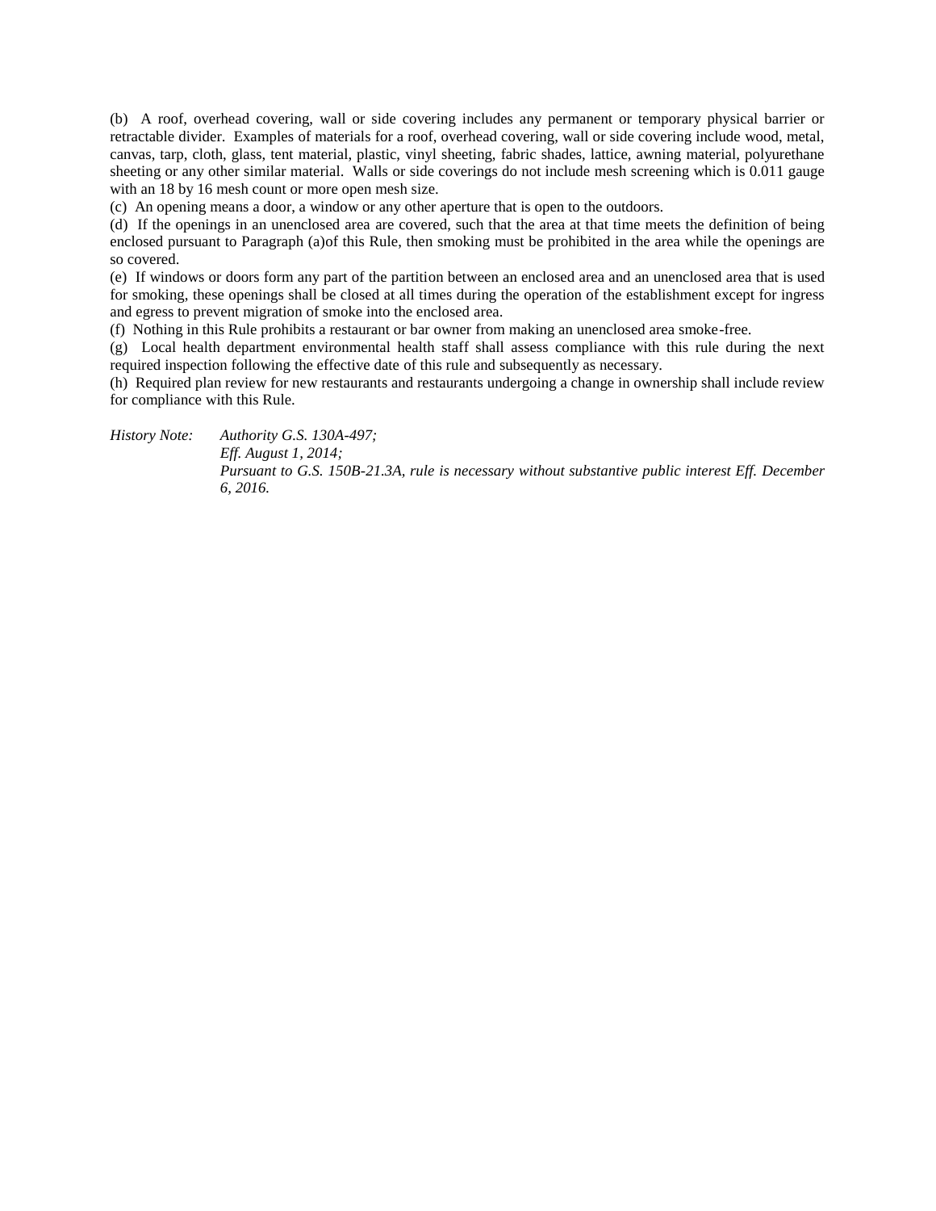(b) A roof, overhead covering, wall or side covering includes any permanent or temporary physical barrier or retractable divider. Examples of materials for a roof, overhead covering, wall or side covering include wood, metal, canvas, tarp, cloth, glass, tent material, plastic, vinyl sheeting, fabric shades, lattice, awning material, polyurethane sheeting or any other similar material. Walls or side coverings do not include mesh screening which is 0.011 gauge with an 18 by 16 mesh count or more open mesh size.

(c) An opening means a door, a window or any other aperture that is open to the outdoors.

(d) If the openings in an unenclosed area are covered, such that the area at that time meets the definition of being enclosed pursuant to Paragraph (a)of this Rule, then smoking must be prohibited in the area while the openings are so covered.

(e) If windows or doors form any part of the partition between an enclosed area and an unenclosed area that is used for smoking, these openings shall be closed at all times during the operation of the establishment except for ingress and egress to prevent migration of smoke into the enclosed area.

(f) Nothing in this Rule prohibits a restaurant or bar owner from making an unenclosed area smoke-free.

(g) Local health department environmental health staff shall assess compliance with this rule during the next required inspection following the effective date of this rule and subsequently as necessary.

(h) Required plan review for new restaurants and restaurants undergoing a change in ownership shall include review for compliance with this Rule.

*History Note: Authority G.S. 130A-497;*
*Eff. August 1, 2014;*
*Pursuant to G.S. 150B-21.3A, rule is necessary without substantive public interest Eff. December 6, 2016.*